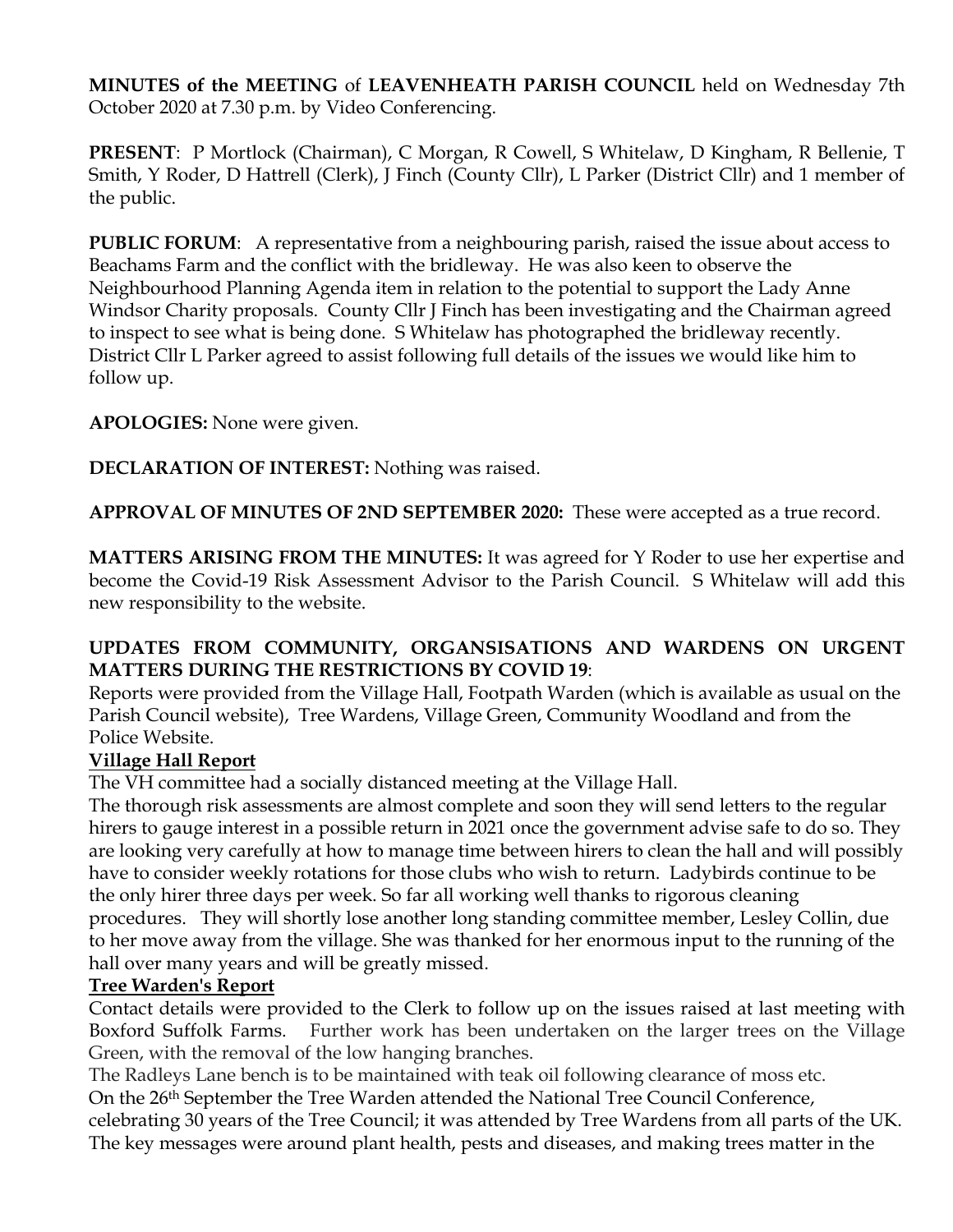**MINUTES of the MEETING** of **LEAVENHEATH PARISH COUNCIL** held on Wednesday 7th October 2020 at 7.30 p.m. by Video Conferencing.

**PRESENT**: P Mortlock (Chairman), C Morgan, R Cowell, S Whitelaw, D Kingham, R Bellenie, T Smith, Y Roder, D Hattrell (Clerk), J Finch (County Cllr), L Parker (District Cllr) and 1 member of the public.

**PUBLIC FORUM**: A representative from a neighbouring parish, raised the issue about access to Beachams Farm and the conflict with the bridleway. He was also keen to observe the Neighbourhood Planning Agenda item in relation to the potential to support the Lady Anne Windsor Charity proposals. County Cllr J Finch has been investigating and the Chairman agreed to inspect to see what is being done. S Whitelaw has photographed the bridleway recently. District Cllr L Parker agreed to assist following full details of the issues we would like him to follow up.

**APOLOGIES:** None were given.

**DECLARATION OF INTEREST:** Nothing was raised.

**APPROVAL OF MINUTES OF 2ND SEPTEMBER 2020:** These were accepted as a true record.

**MATTERS ARISING FROM THE MINUTES:** It was agreed for Y Roder to use her expertise and become the Covid-19 Risk Assessment Advisor to the Parish Council. S Whitelaw will add this new responsibility to the website.

**UPDATES FROM COMMUNITY, ORGANSISATIONS AND WARDENS ON URGENT MATTERS DURING THE RESTRICTIONS BY COVID 19**:

Reports were provided from the Village Hall, Footpath Warden (which is available as usual on the Parish Council website), Tree Wardens, Village Green, Community Woodland and from the Police Website.

**Village Hall Report**

The VH committee had a socially distanced meeting at the Village Hall.

The thorough risk assessments are almost complete and soon they will send letters to the regular hirers to gauge interest in a possible return in 2021 once the government advise safe to do so. They are looking very carefully at how to manage time between hirers to clean the hall and will possibly have to consider weekly rotations for those clubs who wish to return. Ladybirds continue to be the only hirer three days per week. So far all working well thanks to rigorous cleaning procedures. They will shortly lose another long standing committee member, Lesley Collin, due to her move away from the village. She was thanked for her enormous input to the running of the hall over many years and will be greatly missed.

**Tree Warden's Report**

Contact details were provided to the Clerk to follow up on the issues raised at last meeting with Boxford Suffolk Farms. Further work has been undertaken on the larger trees on the Village Green, with the removal of the low hanging branches.

The Radleys Lane bench is to be maintained with teak oil following clearance of moss etc.

On the 26th September the Tree Warden attended the National Tree Council Conference, celebrating 30 years of the Tree Council; it was attended by Tree Wardens from all parts of the UK. The key messages were around plant health, pests and diseases, and making trees matter in the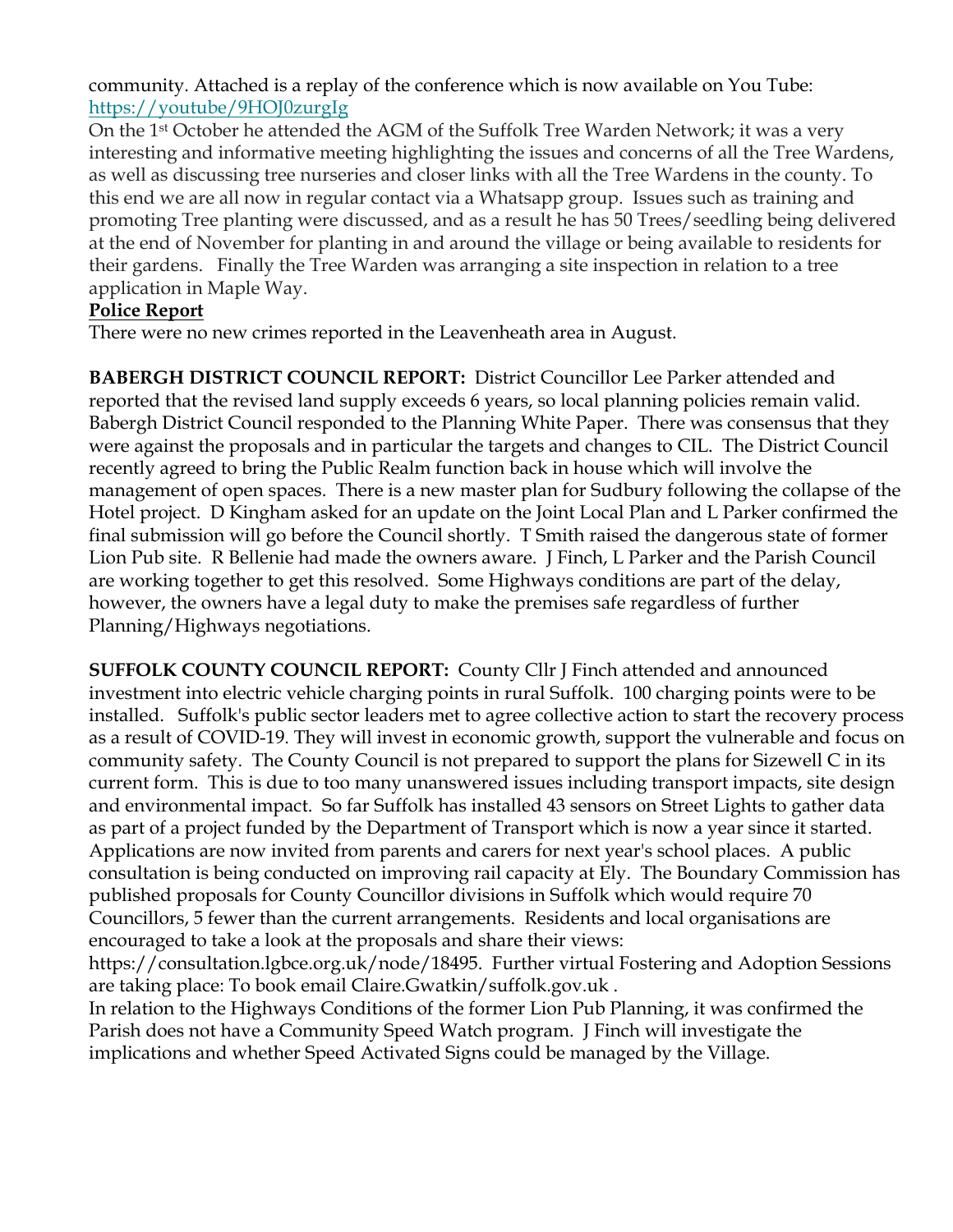community. Attached is a replay of the conference which is now available on You Tube: https://youtube/9HOJ0zurgIg

On the 1st October he attended the AGM of the Suffolk Tree Warden Network; it was a very interesting and informative meeting highlighting the issues and concerns of all the Tree Wardens, as well as discussing tree nurseries and closer links with all the Tree Wardens in the county. To this end we are all now in regular contact via a Whatsapp group. Issues such as training and promoting Tree planting were discussed, and as a result he has 50 Trees/seedling being delivered at the end of November for planting in and around the village or being available to residents for their gardens. Finally the Tree Warden was arranging a site inspection in relation to a tree application in Maple Way.

**Police Report**

There were no new crimes reported in the Leavenheath area in August.

**BABERGH DISTRICT COUNCIL REPORT:** District Councillor Lee Parker attended and reported that the revised land supply exceeds 6 years, so local planning policies remain valid. Babergh District Council responded to the Planning White Paper. There was consensus that they were against the proposals and in particular the targets and changes to CIL. The District Council recently agreed to bring the Public Realm function back in house which will involve the management of open spaces. There is a new master plan for Sudbury following the collapse of the Hotel project. D Kingham asked for an update on the Joint Local Plan and L Parker confirmed the final submission will go before the Council shortly. T Smith raised the dangerous state of former Lion Pub site. R Bellenie had made the owners aware. J Finch, L Parker and the Parish Council are working together to get this resolved. Some Highways conditions are part of the delay, however, the owners have a legal duty to make the premises safe regardless of further Planning/Highways negotiations.

**SUFFOLK COUNTY COUNCIL REPORT:** County Cllr J Finch attended and announced investment into electric vehicle charging points in rural Suffolk. 100 charging points were to be installed. Suffolk's public sector leaders met to agree collective action to start the recovery process as a result of COVID-19. They will invest in economic growth, support the vulnerable and focus on community safety. The County Council is not prepared to support the plans for Sizewell C in its current form. This is due to too many unanswered issues including transport impacts, site design and environmental impact. So far Suffolk has installed 43 sensors on Street Lights to gather data as part of a project funded by the Department of Transport which is now a year since it started. Applications are now invited from parents and carers for next year's school places. A public consultation is being conducted on improving rail capacity at Ely. The Boundary Commission has published proposals for County Councillor divisions in Suffolk which would require 70 Councillors, 5 fewer than the current arrangements. Residents and local organisations are encouraged to take a look at the proposals and share their views: https://consultation.lgbce.org.uk/node/18495. Further virtual Fostering and Adoption Sessions are taking place: To book email Claire.Gwatkin/suffolk.gov.uk .

In relation to the Highways Conditions of the former Lion Pub Planning, it was confirmed the Parish does not have a Community Speed Watch program. J Finch will investigate the implications and whether Speed Activated Signs could be managed by the Village.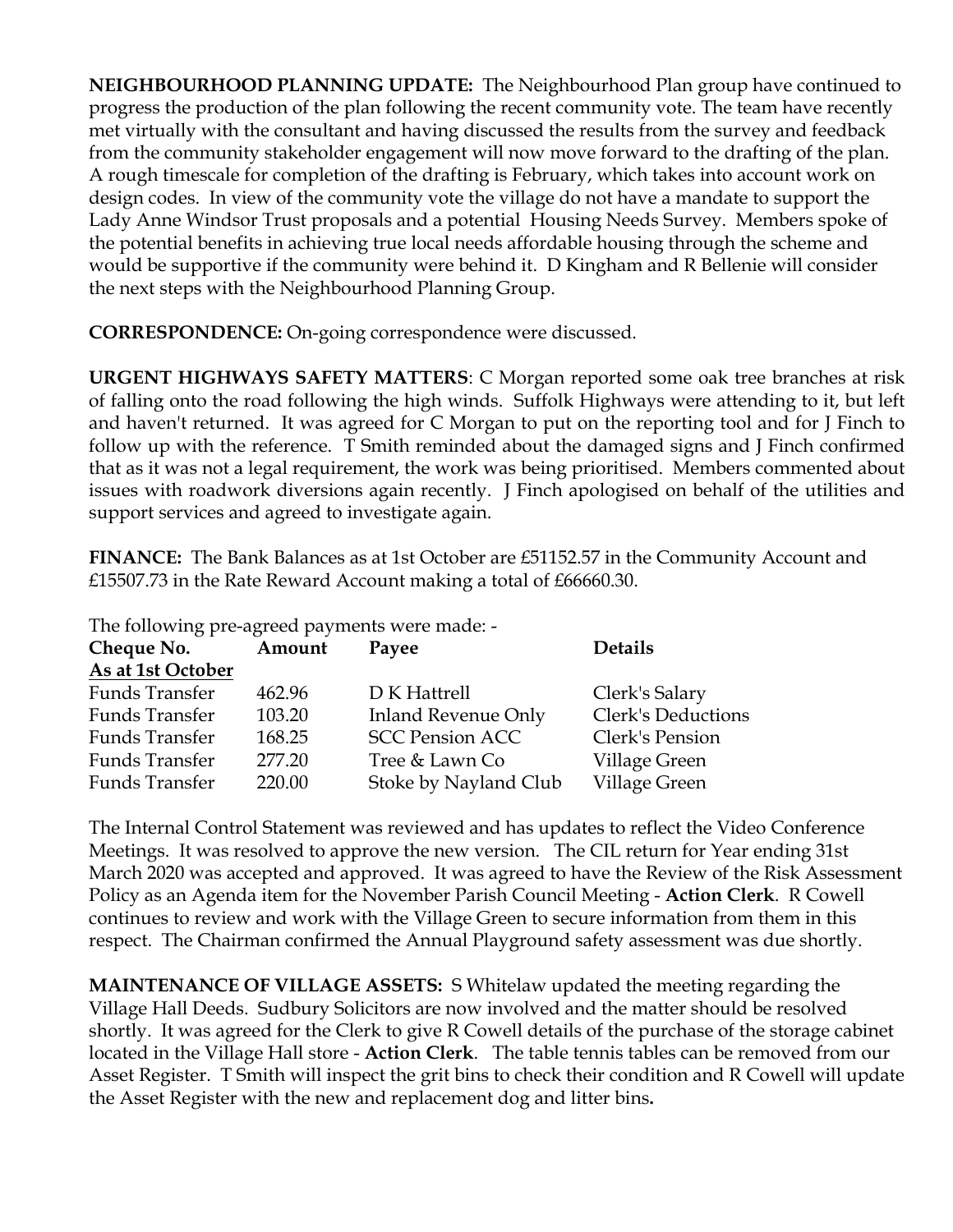**NEIGHBOURHOOD PLANNING UPDATE:** The Neighbourhood Plan group have continued to progress the production of the plan following the recent community vote. The team have recently met virtually with the consultant and having discussed the results from the survey and feedback from the community stakeholder engagement will now move forward to the drafting of the plan. A rough timescale for completion of the drafting is February, which takes into account work on design codes. In view of the community vote the village do not have a mandate to support the Lady Anne Windsor Trust proposals and a potential Housing Needs Survey. Members spoke of the potential benefits in achieving true local needs affordable housing through the scheme and would be supportive if the community were behind it. D Kingham and R Bellenie will consider the next steps with the Neighbourhood Planning Group.

**CORRESPONDENCE:** On-going correspondence were discussed.

**URGENT HIGHWAYS SAFETY MATTERS**: C Morgan reported some oak tree branches at risk of falling onto the road following the high winds. Suffolk Highways were attending to it, but left and haven't returned. It was agreed for C Morgan to put on the reporting tool and for J Finch to follow up with the reference. T Smith reminded about the damaged signs and J Finch confirmed that as it was not a legal requirement, the work was being prioritised. Members commented about issues with roadwork diversions again recently. J Finch apologised on behalf of the utilities and support services and agreed to investigate again.

**FINANCE:** The Bank Balances as at 1st October are £51152.57 in the Community Account and £15507.73 in the Rate Reward Account making a total of £66660.30.

The following pre-agreed payments were made: -

| **Cheque No.** | **Amount** | **Payee** | **Details** |
|---|---|---|---|
| <u>**As at 1st October**</u> | | | |
| Funds Transfer | 462.96 | D K Hattrell | Clerk's Salary |
| Funds Transfer | 103.20 | Inland Revenue Only | Clerk's Deductions |
| Funds Transfer | 168.25 | SCC Pension ACC | Clerk's Pension |
| Funds Transfer | 277.20 | Tree & Lawn Co | Village Green |
| Funds Transfer | 220.00 | Stoke by Nayland Club | Village Green |

The Internal Control Statement was reviewed and has updates to reflect the Video Conference Meetings. It was resolved to approve the new version. The CIL return for Year ending 31st March 2020 was accepted and approved. It was agreed to have the Review of the Risk Assessment Policy as an Agenda item for the November Parish Council Meeting - **Action Clerk**. R Cowell continues to review and work with the Village Green to secure information from them in this respect. The Chairman confirmed the Annual Playground safety assessment was due shortly.

**MAINTENANCE OF VILLAGE ASSETS:** S Whitelaw updated the meeting regarding the Village Hall Deeds. Sudbury Solicitors are now involved and the matter should be resolved shortly. It was agreed for the Clerk to give R Cowell details of the purchase of the storage cabinet located in the Village Hall store - **Action Clerk**. The table tennis tables can be removed from our Asset Register. T Smith will inspect the grit bins to check their condition and R Cowell will update the Asset Register with the new and replacement dog and litter bins**.**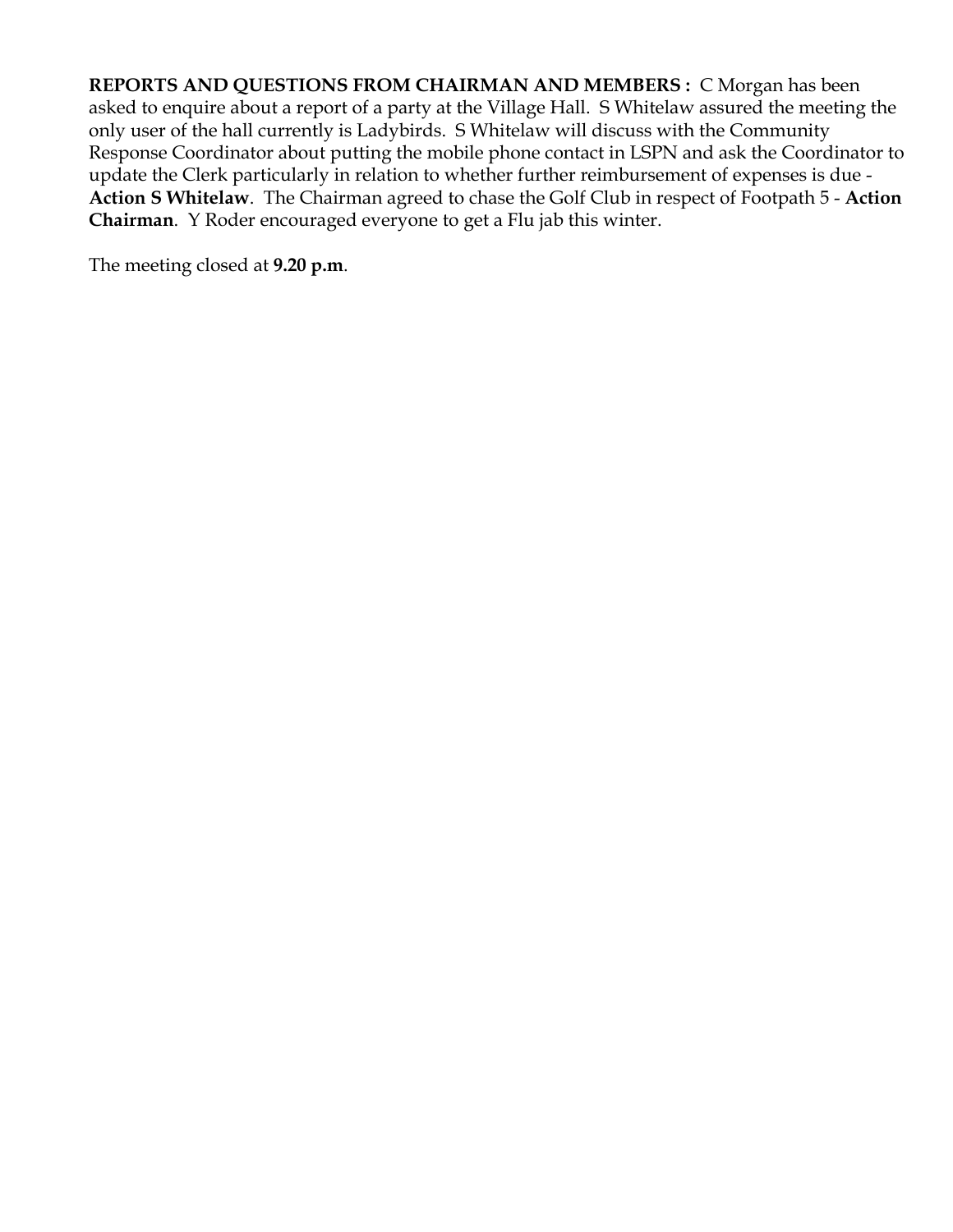**REPORTS AND QUESTIONS FROM CHAIRMAN AND MEMBERS :** C Morgan has been asked to enquire about a report of a party at the Village Hall. S Whitelaw assured the meeting the only user of the hall currently is Ladybirds. S Whitelaw will discuss with the Community Response Coordinator about putting the mobile phone contact in LSPN and ask the Coordinator to update the Clerk particularly in relation to whether further reimbursement of expenses is due - **Action S Whitelaw**. The Chairman agreed to chase the Golf Club in respect of Footpath 5 - **Action Chairman**. Y Roder encouraged everyone to get a Flu jab this winter.

The meeting closed at **9.20 p.m**.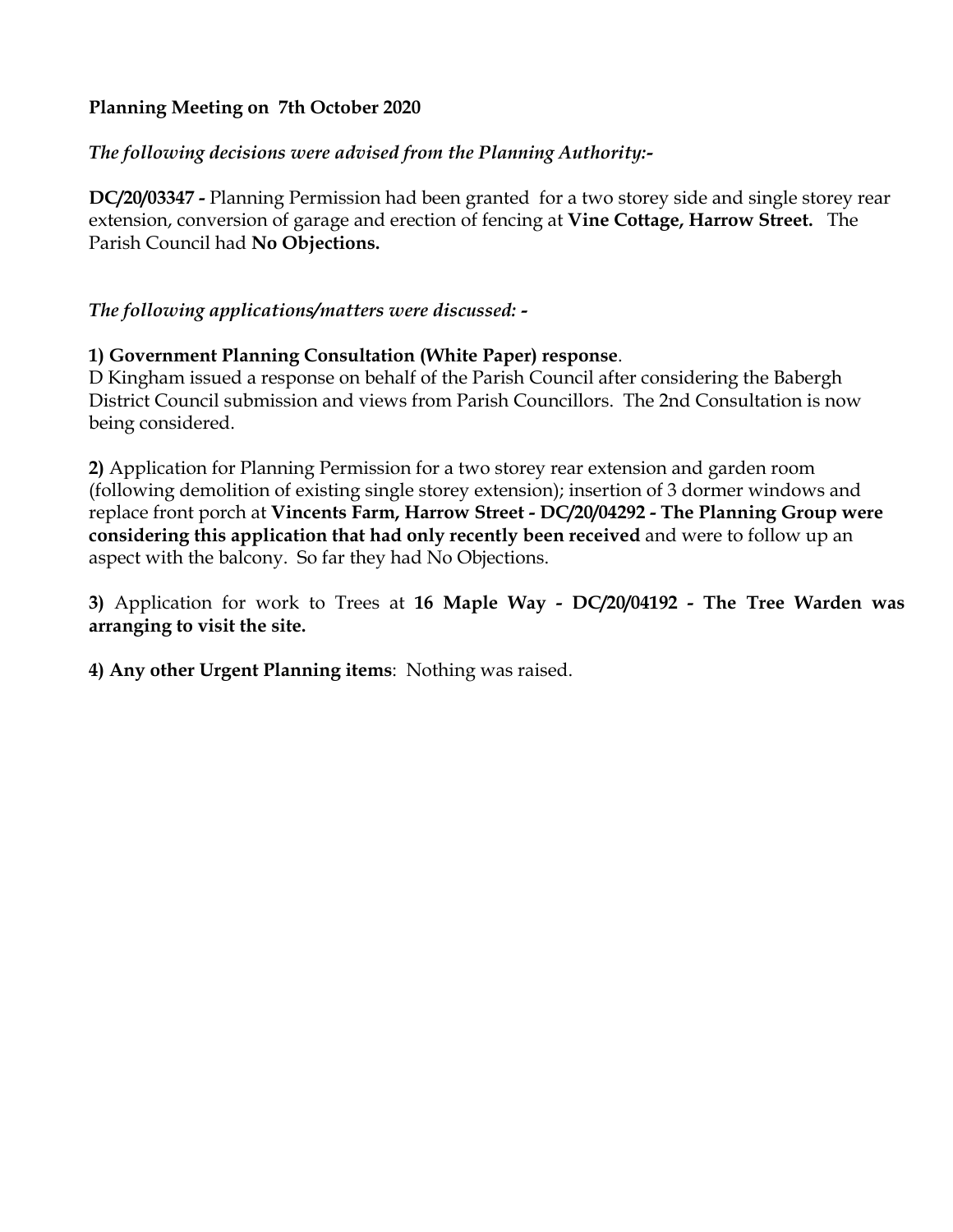**Planning Meeting on 7th October 2020**

*The following decisions were advised from the Planning Authority:-*

**DC/20/03347 -** Planning Permission had been granted for a two storey side and single storey rear extension, conversion of garage and erection of fencing at **Vine Cottage, Harrow Street.** The Parish Council had **No Objections.**

*The following applications/matters were discussed: -*

**1) Government Planning Consultation (White Paper) response**.
D Kingham issued a response on behalf of the Parish Council after considering the Babergh District Council submission and views from Parish Councillors. The 2nd Consultation is now being considered.

**2)** Application for Planning Permission for a two storey rear extension and garden room (following demolition of existing single storey extension); insertion of 3 dormer windows and replace front porch at **Vincents Farm, Harrow Street - DC/20/04292 - The Planning Group were considering this application that had only recently been received** and were to follow up an aspect with the balcony. So far they had No Objections.

**3)** Application for work to Trees at **16 Maple Way - DC/20/04192 - The Tree Warden was arranging to visit the site.**

**4) Any other Urgent Planning items**: Nothing was raised.